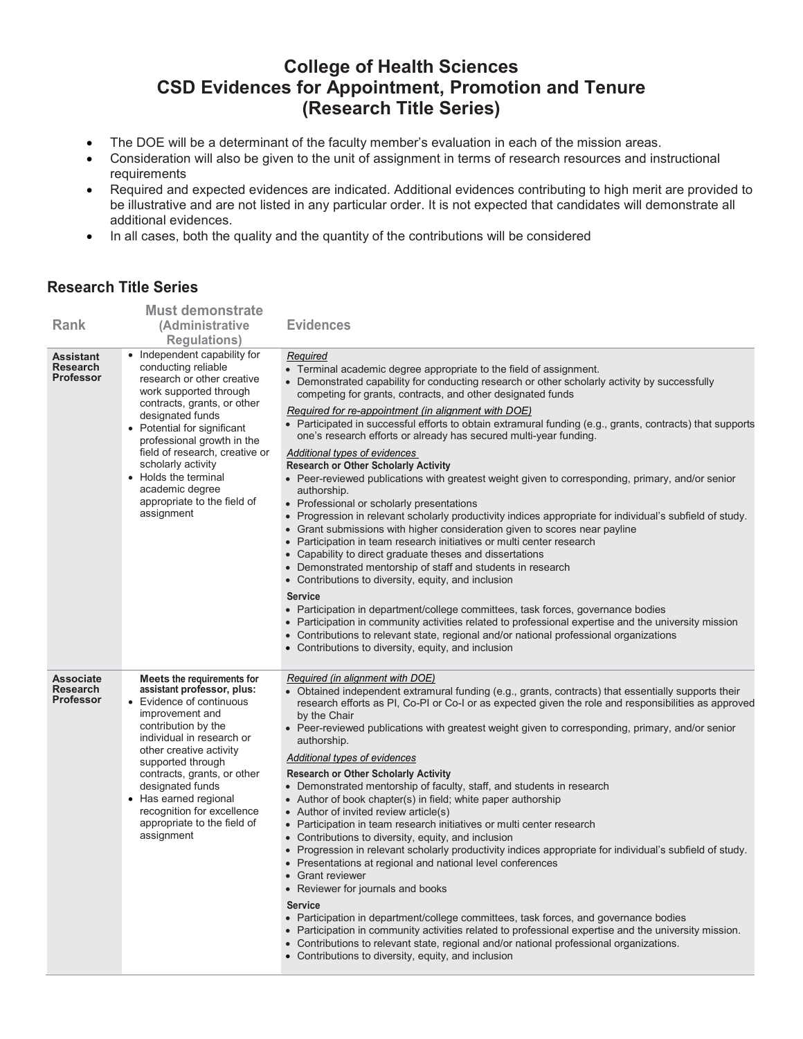# College of Health Sciences
# CSD Evidences for Appointment, Promotion and Tenure
# (Research Title Series)

- The DOE will be a determinant of the faculty member's evaluation in each of the mission areas.
- Consideration will also be given to the unit of assignment in terms of research resources and instructional requirements
- Required and expected evidences are indicated. Additional evidences contributing to high merit are provided to be illustrative and are not listed in any particular order. It is not expected that candidates will demonstrate all additional evidences.
- In all cases, both the quality and the quantity of the contributions will be considered

## Research Title Series

| Rank | Must demonstrate (Administrative Regulations) | Evidences |
|---|---|---|
| **Assistant Research Professor** | • Independent capability for conducting reliable research or other creative work supported through contracts, grants, or other designated funds<br>• Potential for significant professional growth in the field of research, creative or scholarly activity<br>• Holds the terminal academic degree appropriate to the field of assignment | _Required_<br>• Terminal academic degree appropriate to the field of assignment.<br>• Demonstrated capability for conducting research or other scholarly activity by successfully competing for grants, contracts, and other designated funds<br>_Required for re-appointment (in alignment with DOE)_<br>• Participated in successful efforts to obtain extramural funding (e.g., grants, contracts) that supports one's research efforts or already has secured multi-year funding.<br>_Additional types of evidences_<br>**Research or Other Scholarly Activity**<br>• Peer-reviewed publications with greatest weight given to corresponding, primary, and/or senior authorship.<br>• Professional or scholarly presentations<br>• Progression in relevant scholarly productivity indices appropriate for individual's subfield of study.<br>• Grant submissions with higher consideration given to scores near payline<br>• Participation in team research initiatives or multi center research<br>• Capability to direct graduate theses and dissertations<br>• Demonstrated mentorship of staff and students in research<br>• Contributions to diversity, equity, and inclusion<br>**Service**<br>• Participation in department/college committees, task forces, governance bodies<br>• Participation in community activities related to professional expertise and the university mission<br>• Contributions to relevant state, regional and/or national professional organizations<br>• Contributions to diversity, equity, and inclusion |
| **Associate Research Professor** | **Meets the requirements for assistant professor, plus:**<br>• Evidence of continuous improvement and contribution by the individual in research or other creative activity supported through contracts, grants, or other designated funds<br>• Has earned regional recognition for excellence appropriate to the field of assignment | _Required (in alignment with DOE)_<br>• Obtained independent extramural funding (e.g., grants, contracts) that essentially supports their research efforts as PI, Co-PI or Co-I or as expected given the role and responsibilities as approved by the Chair<br>• Peer-reviewed publications with greatest weight given to corresponding, primary, and/or senior authorship.<br>_Additional types of evidences_<br>**Research or Other Scholarly Activity**<br>• Demonstrated mentorship of faculty, staff, and students in research<br>• Author of book chapter(s) in field; white paper authorship<br>• Author of invited review article(s)<br>• Participation in team research initiatives or multi center research<br>• Contributions to diversity, equity, and inclusion<br>• Progression in relevant scholarly productivity indices appropriate for individual's subfield of study.<br>• Presentations at regional and national level conferences<br>• Grant reviewer<br>• Reviewer for journals and books<br>**Service**<br>• Participation in department/college committees, task forces, and governance bodies<br>• Participation in community activities related to professional expertise and the university mission.<br>• Contributions to relevant state, regional and/or national professional organizations.<br>• Contributions to diversity, equity, and inclusion |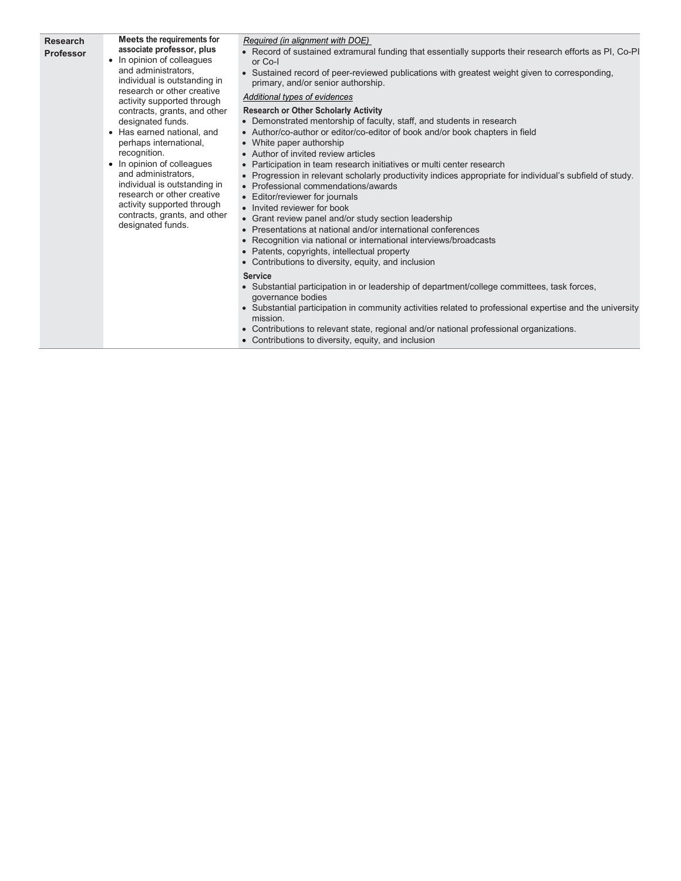| | | |
|---|---|---|
| **Research Professor** | **Meets the requirements for associate professor, plus**<br>• In opinion of colleagues and administrators, individual is outstanding in research or other creative activity supported through contracts, grants, and other designated funds.<br>• Has earned national, and perhaps international, recognition.<br>• In opinion of colleagues and administrators, individual is outstanding in research or other creative activity supported through contracts, grants, and other designated funds. | *Required (in alignment with DOE)*<br>• Record of sustained extramural funding that essentially supports their research efforts as PI, Co-PI or Co-I<br>• Sustained record of peer-reviewed publications with greatest weight given to corresponding, primary, and/or senior authorship.<br>*Additional types of evidences*<br>**Research or Other Scholarly Activity**<br>• Demonstrated mentorship of faculty, staff, and students in research<br>• Author/co-author or editor/co-editor of book and/or book chapters in field<br>• White paper authorship<br>• Author of invited review articles<br>• Participation in team research initiatives or multi center research<br>• Progression in relevant scholarly productivity indices appropriate for individual's subfield of study.<br>• Professional commendations/awards<br>• Editor/reviewer for journals<br>• Invited reviewer for book<br>• Grant review panel and/or study section leadership<br>• Presentations at national and/or international conferences<br>• Recognition via national or international interviews/broadcasts<br>• Patents, copyrights, intellectual property<br>• Contributions to diversity, equity, and inclusion<br>**Service**<br>• Substantial participation in or leadership of department/college committees, task forces, governance bodies<br>• Substantial participation in community activities related to professional expertise and the university mission.<br>• Contributions to relevant state, regional and/or national professional organizations.<br>• Contributions to diversity, equity, and inclusion |